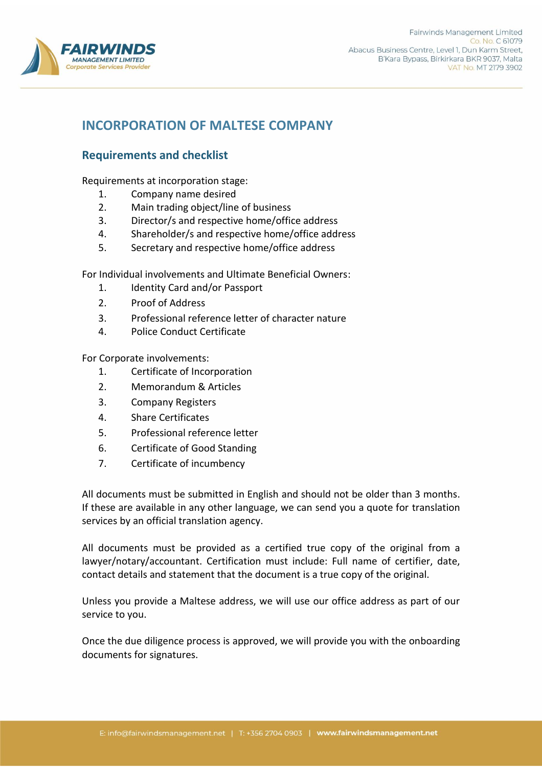# INCORPORATION OF MALTESE COMPANY

## Requirements and checklist

Requirements at incorporation stage:

1. Company name desired
2. Main trading object/line of business
3. Director/s and respective home/office address
4. Shareholder/s and respective home/office address
5. Secretary and respective home/office address

For Individual involvements and Ultimate Beneficial Owners:

1. Identity Card and/or Passport
2. Proof of Address
3. Professional reference letter of character nature
4. Police Conduct Certificate

For Corporate involvements:

1. Certificate of Incorporation
2. Memorandum & Articles
3. Company Registers
4. Share Certificates
5. Professional reference letter
6. Certificate of Good Standing
7. Certificate of incumbency

All documents must be submitted in English and should not be older than 3 months. If these are available in any other language, we can send you a quote for translation services by an official translation agency.

All documents must be provided as a certified true copy of the original from a lawyer/notary/accountant. Certification must include: Full name of certifier, date, contact details and statement that the document is a true copy of the original.

Unless you provide a Maltese address, we will use our office address as part of our service to you.

Once the due diligence process is approved, we will provide you with the onboarding documents for signatures.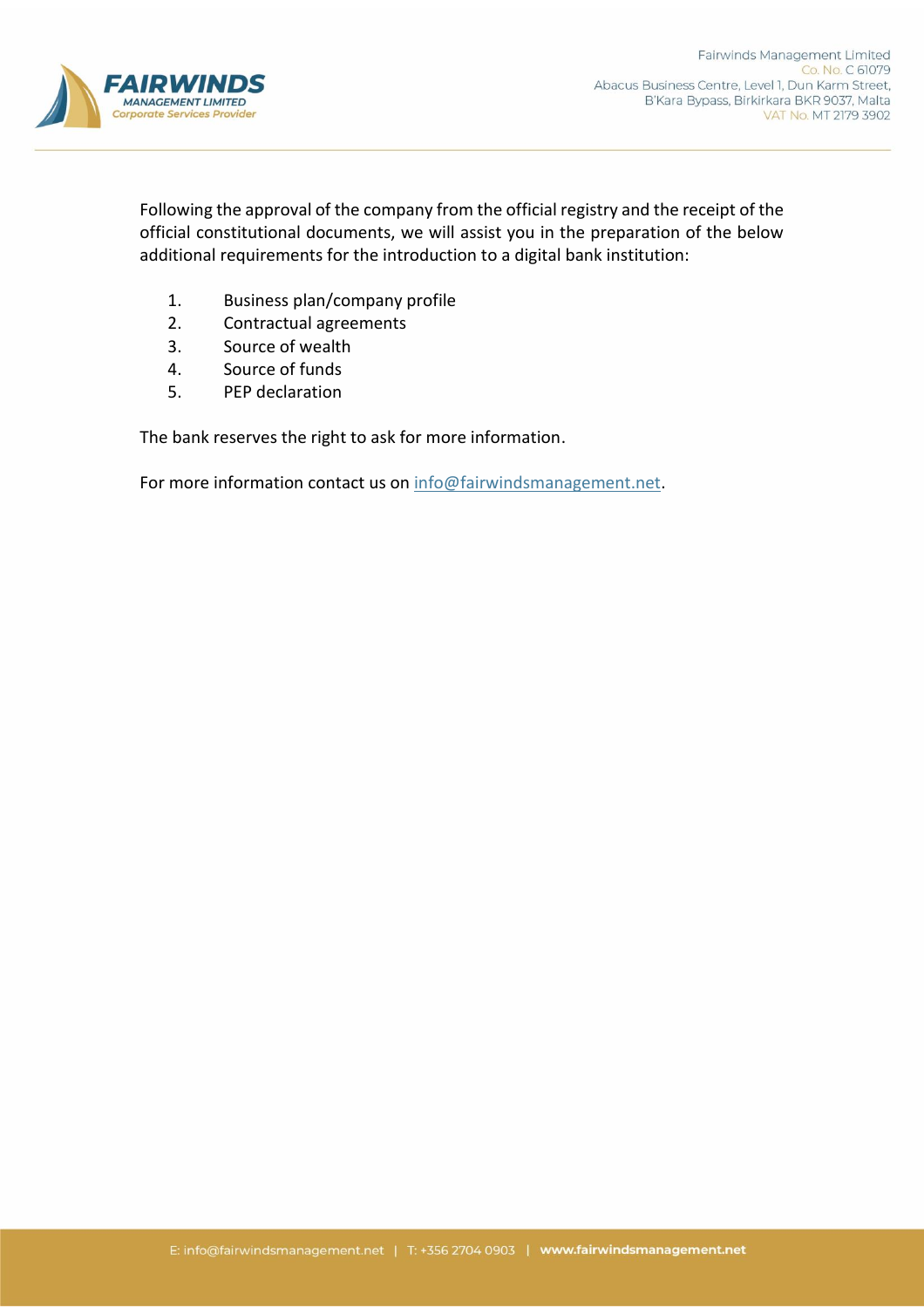Following the approval of the company from the official registry and the receipt of the official constitutional documents, we will assist you in the preparation of the below additional requirements for the introduction to a digital bank institution:

1. Business plan/company profile
2. Contractual agreements
3. Source of wealth
4. Source of funds
5. PEP declaration

The bank reserves the right to ask for more information.

For more information contact us on info@fairwindsmanagement.net.